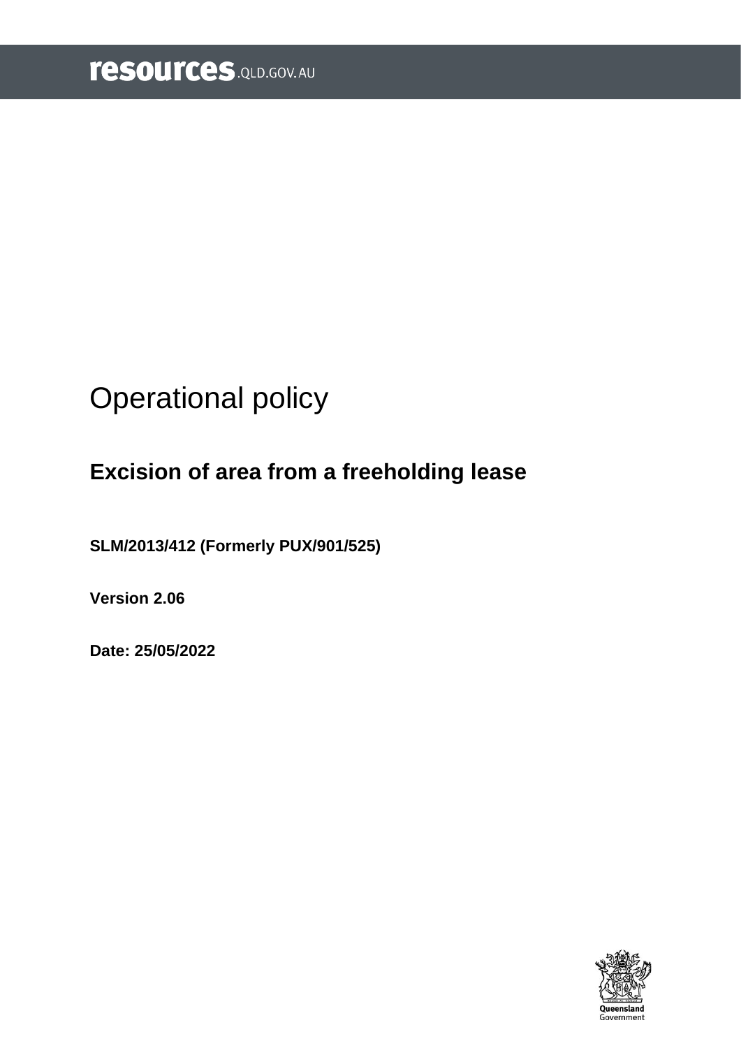resources.QLD.GOV.AU

# Operational policy

## Excision of area from a freeholding lease

**SLM/2013/412 (Formerly PUX/901/525)**

**Version 2.06**

**Date: 25/05/2022**

Queensland Government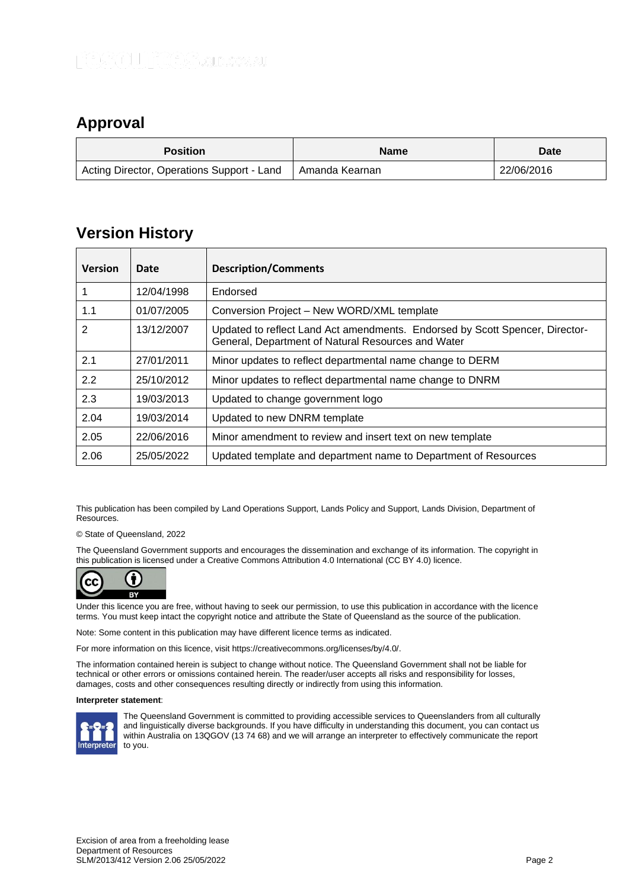## Approval

| Position | Name | Date |
| --- | --- | --- |
| Acting Director, Operations Support - Land | Amanda Kearnan | 22/06/2016 |

## Version History

| Version | Date | Description/Comments |
| --- | --- | --- |
| 1 | 12/04/1998 | Endorsed |
| 1.1 | 01/07/2005 | Conversion Project – New WORD/XML template |
| 2 | 13/12/2007 | Updated to reflect Land Act amendments. Endorsed by Scott Spencer, Director-General, Department of Natural Resources and Water |
| 2.1 | 27/01/2011 | Minor updates to reflect departmental name change to DERM |
| 2.2 | 25/10/2012 | Minor updates to reflect departmental name change to DNRM |
| 2.3 | 19/03/2013 | Updated to change government logo |
| 2.04 | 19/03/2014 | Updated to new DNRM template |
| 2.05 | 22/06/2016 | Minor amendment to review and insert text on new template |
| 2.06 | 25/05/2022 | Updated template and department name to Department of Resources |

This publication has been compiled by Land Operations Support, Lands Policy and Support, Lands Division, Department of Resources.

© State of Queensland, 2022

The Queensland Government supports and encourages the dissemination and exchange of its information. The copyright in this publication is licensed under a Creative Commons Attribution 4.0 International (CC BY 4.0) licence.

Under this licence you are free, without having to seek our permission, to use this publication in accordance with the licence terms. You must keep intact the copyright notice and attribute the State of Queensland as the source of the publication.

Note: Some content in this publication may have different licence terms as indicated.

For more information on this licence, visit https://creativecommons.org/licenses/by/4.0/.

The information contained herein is subject to change without notice. The Queensland Government shall not be liable for technical or other errors or omissions contained herein. The reader/user accepts all risks and responsibility for losses, damages, costs and other consequences resulting directly or indirectly from using this information.

**Interpreter statement**:

The Queensland Government is committed to providing accessible services to Queenslanders from all culturally and linguistically diverse backgrounds. If you have difficulty in understanding this document, you can contact us within Australia on 13QGOV (13 74 68) and we will arrange an interpreter to effectively communicate the report to you.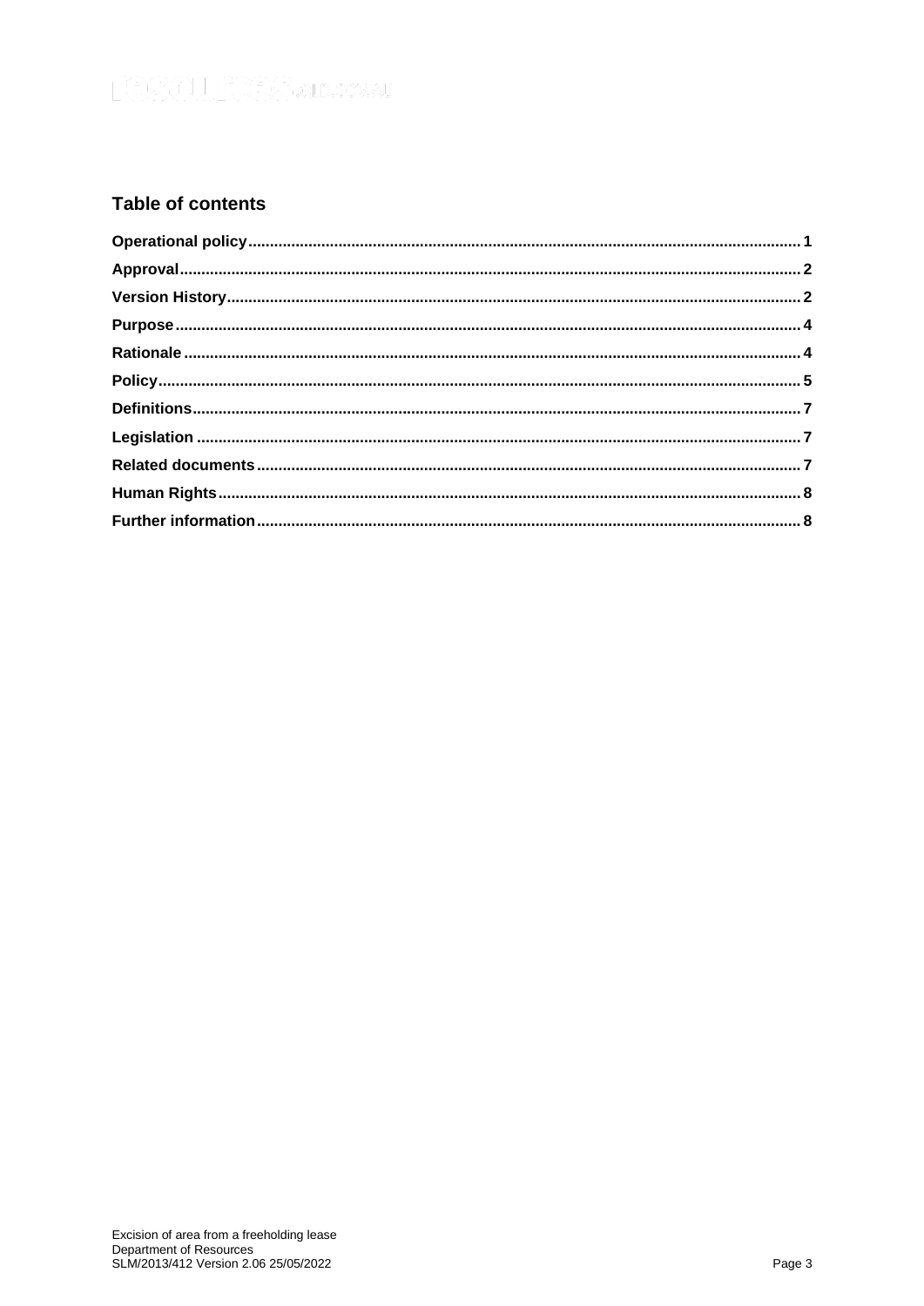## Table of contents

Operational policy .......... 1
Approval .......... 2
Version History .......... 2
Purpose .......... 4
Rationale .......... 4
Policy .......... 5
Definitions .......... 7
Legislation .......... 7
Related documents .......... 7
Human Rights .......... 8
Further information .......... 8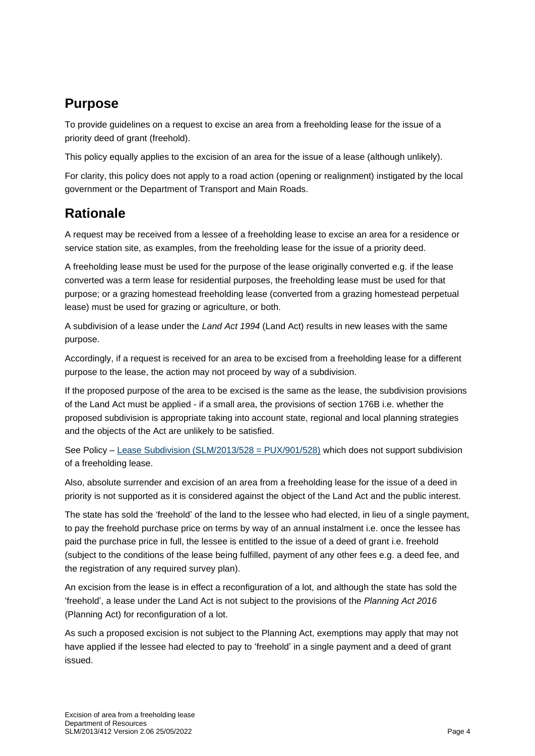## Purpose

To provide guidelines on a request to excise an area from a freeholding lease for the issue of a priority deed of grant (freehold).

This policy equally applies to the excision of an area for the issue of a lease (although unlikely).

For clarity, this policy does not apply to a road action (opening or realignment) instigated by the local government or the Department of Transport and Main Roads.

## Rationale

A request may be received from a lessee of a freeholding lease to excise an area for a residence or service station site, as examples, from the freeholding lease for the issue of a priority deed.

A freeholding lease must be used for the purpose of the lease originally converted e.g. if the lease converted was a term lease for residential purposes, the freeholding lease must be used for that purpose; or a grazing homestead freeholding lease (converted from a grazing homestead perpetual lease) must be used for grazing or agriculture, or both.

A subdivision of a lease under the *Land Act 1994* (Land Act) results in new leases with the same purpose.

Accordingly, if a request is received for an area to be excised from a freeholding lease for a different purpose to the lease, the action may not proceed by way of a subdivision.

If the proposed purpose of the area to be excised is the same as the lease, the subdivision provisions of the Land Act must be applied - if a small area, the provisions of section 176B i.e. whether the proposed subdivision is appropriate taking into account state, regional and local planning strategies and the objects of the Act are unlikely to be satisfied.

See Policy – Lease Subdivision (SLM/2013/528 = PUX/901/528) which does not support subdivision of a freeholding lease.

Also, absolute surrender and excision of an area from a freeholding lease for the issue of a deed in priority is not supported as it is considered against the object of the Land Act and the public interest.

The state has sold the 'freehold' of the land to the lessee who had elected, in lieu of a single payment, to pay the freehold purchase price on terms by way of an annual instalment i.e. once the lessee has paid the purchase price in full, the lessee is entitled to the issue of a deed of grant i.e. freehold (subject to the conditions of the lease being fulfilled, payment of any other fees e.g. a deed fee, and the registration of any required survey plan).

An excision from the lease is in effect a reconfiguration of a lot, and although the state has sold the 'freehold', a lease under the Land Act is not subject to the provisions of the *Planning Act 2016* (Planning Act) for reconfiguration of a lot.

As such a proposed excision is not subject to the Planning Act, exemptions may apply that may not have applied if the lessee had elected to pay to 'freehold' in a single payment and a deed of grant issued.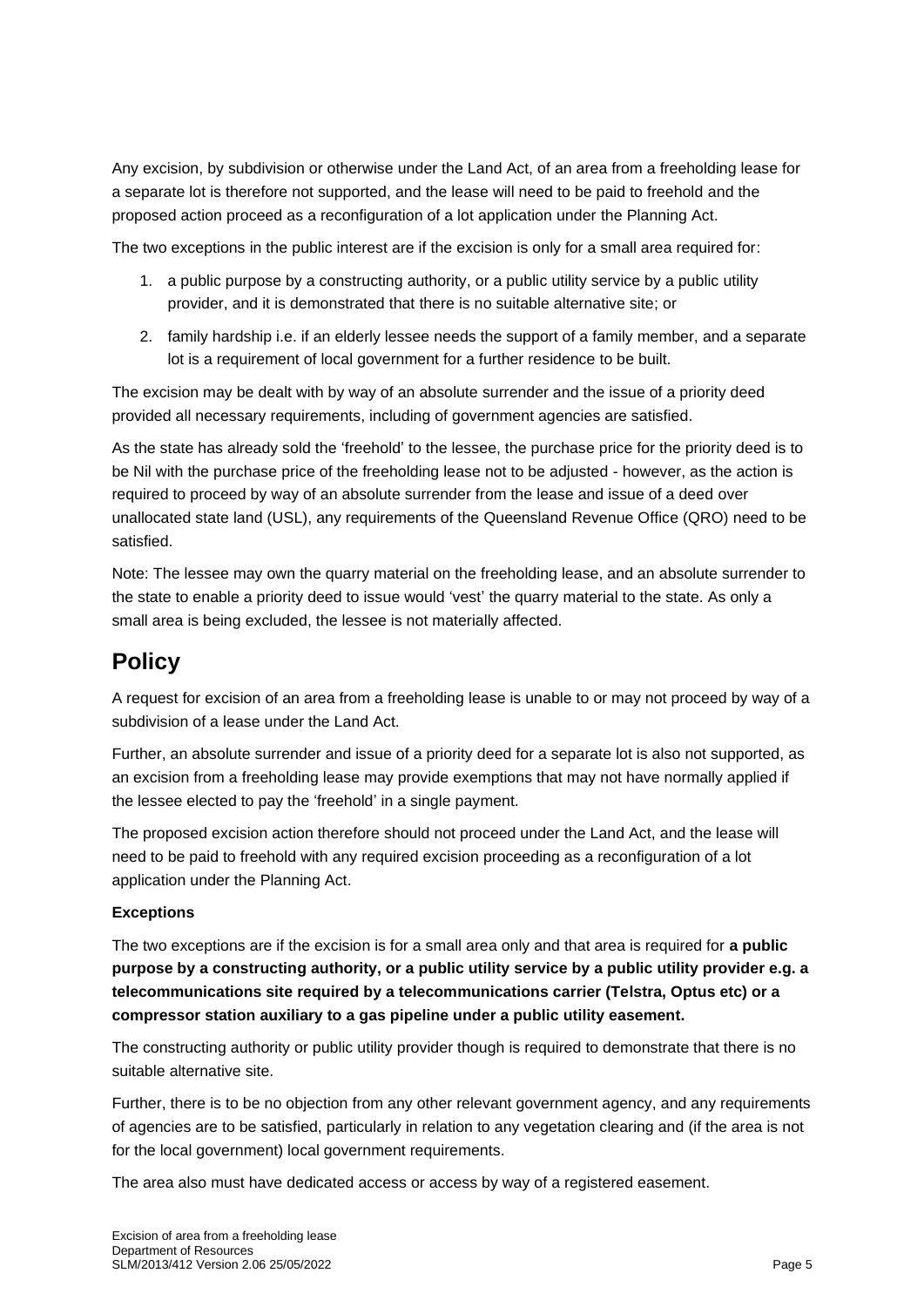Any excision, by subdivision or otherwise under the Land Act, of an area from a freeholding lease for a separate lot is therefore not supported, and the lease will need to be paid to freehold and the proposed action proceed as a reconfiguration of a lot application under the Planning Act.

The two exceptions in the public interest are if the excision is only for a small area required for:

1. a public purpose by a constructing authority, or a public utility service by a public utility provider, and it is demonstrated that there is no suitable alternative site; or
2. family hardship i.e. if an elderly lessee needs the support of a family member, and a separate lot is a requirement of local government for a further residence to be built.

The excision may be dealt with by way of an absolute surrender and the issue of a priority deed provided all necessary requirements, including of government agencies are satisfied.

As the state has already sold the 'freehold' to the lessee, the purchase price for the priority deed is to be Nil with the purchase price of the freeholding lease not to be adjusted - however, as the action is required to proceed by way of an absolute surrender from the lease and issue of a deed over unallocated state land (USL), any requirements of the Queensland Revenue Office (QRO) need to be satisfied.

Note: The lessee may own the quarry material on the freeholding lease, and an absolute surrender to the state to enable a priority deed to issue would 'vest' the quarry material to the state. As only a small area is being excluded, the lessee is not materially affected.

# Policy

A request for excision of an area from a freeholding lease is unable to or may not proceed by way of a subdivision of a lease under the Land Act.

Further, an absolute surrender and issue of a priority deed for a separate lot is also not supported, as an excision from a freeholding lease may provide exemptions that may not have normally applied if the lessee elected to pay the 'freehold' in a single payment.

The proposed excision action therefore should not proceed under the Land Act, and the lease will need to be paid to freehold with any required excision proceeding as a reconfiguration of a lot application under the Planning Act.

**Exceptions**

The two exceptions are if the excision is for a small area only and that area is required for **a public purpose by a constructing authority, or a public utility service by a public utility provider e.g. a telecommunications site required by a telecommunications carrier (Telstra, Optus etc) or a compressor station auxiliary to a gas pipeline under a public utility easement.**

The constructing authority or public utility provider though is required to demonstrate that there is no suitable alternative site.

Further, there is to be no objection from any other relevant government agency, and any requirements of agencies are to be satisfied, particularly in relation to any vegetation clearing and (if the area is not for the local government) local government requirements.

The area also must have dedicated access or access by way of a registered easement.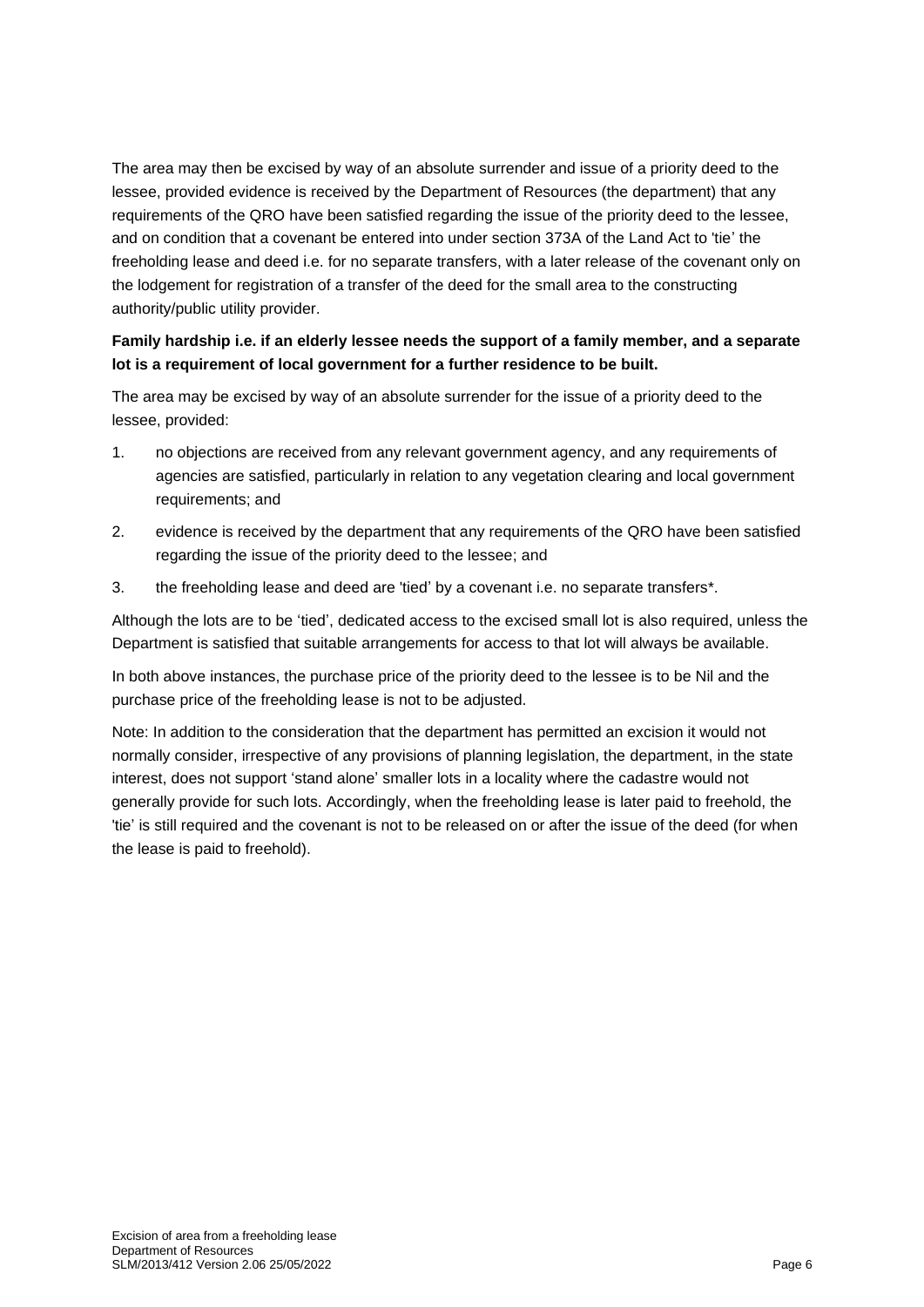The area may then be excised by way of an absolute surrender and issue of a priority deed to the lessee, provided evidence is received by the Department of Resources (the department) that any requirements of the QRO have been satisfied regarding the issue of the priority deed to the lessee, and on condition that a covenant be entered into under section 373A of the Land Act to 'tie' the freeholding lease and deed i.e. for no separate transfers, with a later release of the covenant only on the lodgement for registration of a transfer of the deed for the small area to the constructing authority/public utility provider.

**Family hardship i.e. if an elderly lessee needs the support of a family member, and a separate lot is a requirement of local government for a further residence to be built.**

The area may be excised by way of an absolute surrender for the issue of a priority deed to the lessee, provided:

1. no objections are received from any relevant government agency, and any requirements of agencies are satisfied, particularly in relation to any vegetation clearing and local government requirements; and
2. evidence is received by the department that any requirements of the QRO have been satisfied regarding the issue of the priority deed to the lessee; and
3. the freeholding lease and deed are 'tied' by a covenant i.e. no separate transfers*.

Although the lots are to be 'tied', dedicated access to the excised small lot is also required, unless the Department is satisfied that suitable arrangements for access to that lot will always be available.

In both above instances, the purchase price of the priority deed to the lessee is to be Nil and the purchase price of the freeholding lease is not to be adjusted.

Note: In addition to the consideration that the department has permitted an excision it would not normally consider, irrespective of any provisions of planning legislation, the department, in the state interest, does not support 'stand alone' smaller lots in a locality where the cadastre would not generally provide for such lots. Accordingly, when the freeholding lease is later paid to freehold, the 'tie' is still required and the covenant is not to be released on or after the issue of the deed (for when the lease is paid to freehold).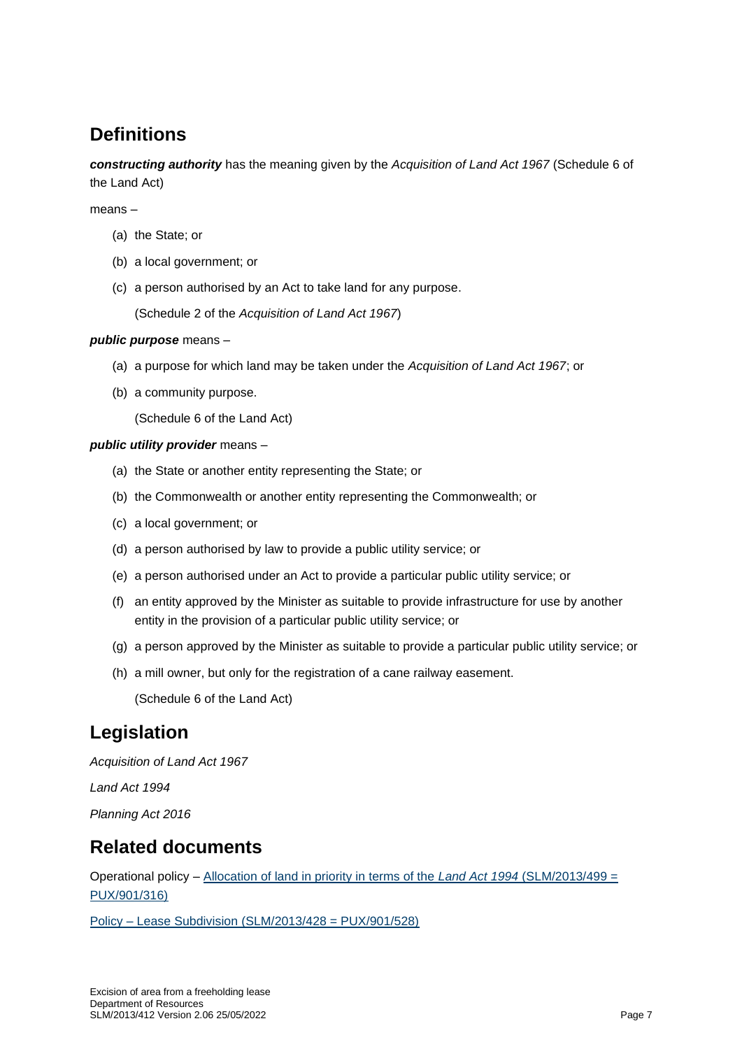## Definitions

***constructing authority*** has the meaning given by the *Acquisition of Land Act 1967* (Schedule 6 of the Land Act)

means –

(a) the State; or

(b) a local government; or

(c) a person authorised by an Act to take land for any purpose.

(Schedule 2 of the *Acquisition of Land Act 1967*)

***public purpose*** means –

(a) a purpose for which land may be taken under the *Acquisition of Land Act 1967*; or

(b) a community purpose.

(Schedule 6 of the Land Act)

***public utility provider*** means –

(a) the State or another entity representing the State; or

(b) the Commonwealth or another entity representing the Commonwealth; or

(c) a local government; or

(d) a person authorised by law to provide a public utility service; or

(e) a person authorised under an Act to provide a particular public utility service; or

(f) an entity approved by the Minister as suitable to provide infrastructure for use by another entity in the provision of a particular public utility service; or

(g) a person approved by the Minister as suitable to provide a particular public utility service; or

(h) a mill owner, but only for the registration of a cane railway easement.

(Schedule 6 of the Land Act)

## Legislation

*Acquisition of Land Act 1967*

*Land Act 1994*

*Planning Act 2016*

## Related documents

Operational policy – Allocation of land in priority in terms of the *Land Act 1994* (SLM/2013/499 = PUX/901/316)

Policy – Lease Subdivision (SLM/2013/428 = PUX/901/528)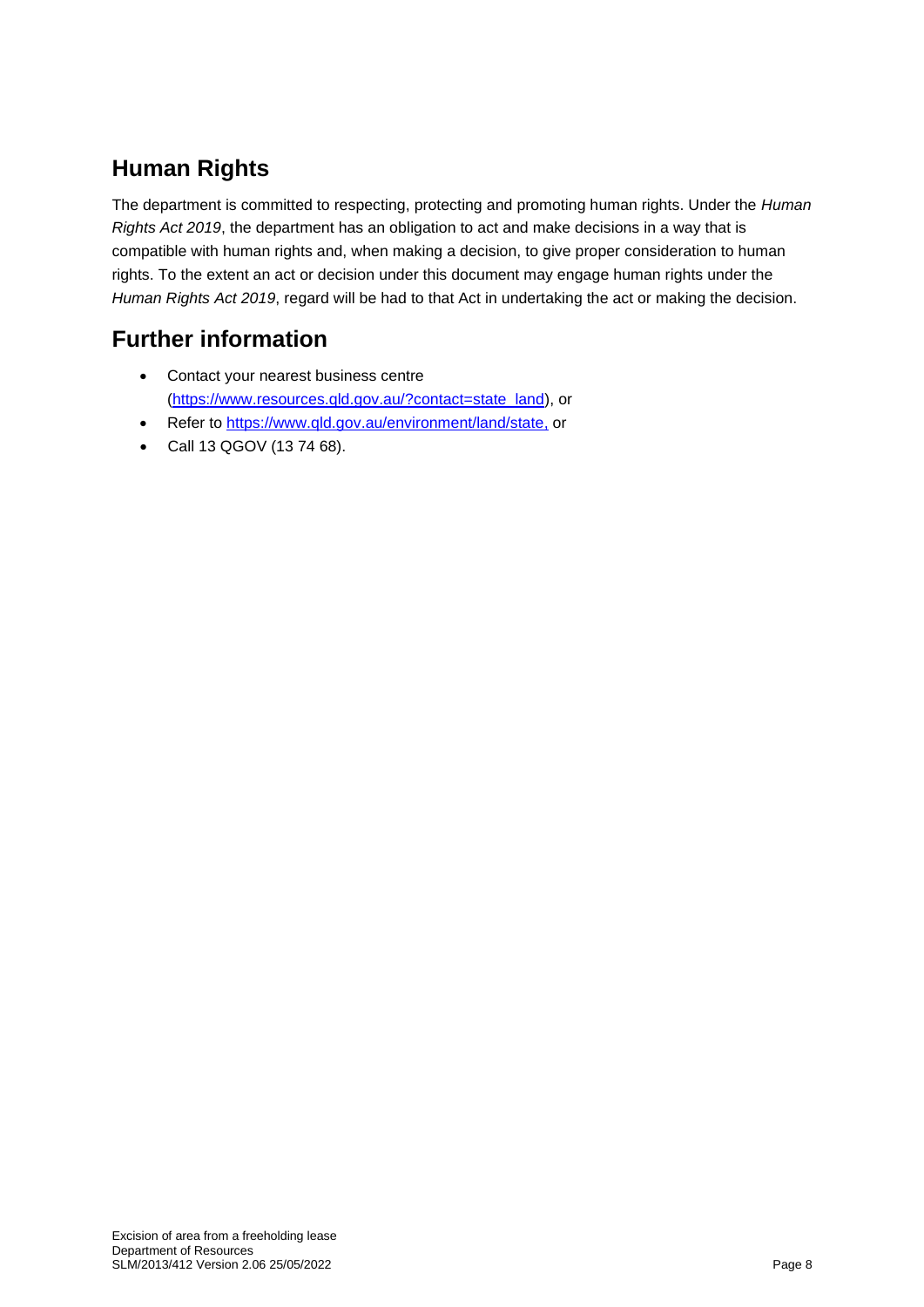## Human Rights

The department is committed to respecting, protecting and promoting human rights. Under the *Human Rights Act 2019*, the department has an obligation to act and make decisions in a way that is compatible with human rights and, when making a decision, to give proper consideration to human rights. To the extent an act or decision under this document may engage human rights under the *Human Rights Act 2019*, regard will be had to that Act in undertaking the act or making the decision.

## Further information

- Contact your nearest business centre (https://www.resources.qld.gov.au/?contact=state_land), or
- Refer to https://www.qld.gov.au/environment/land/state, or
- Call 13 QGOV (13 74 68).